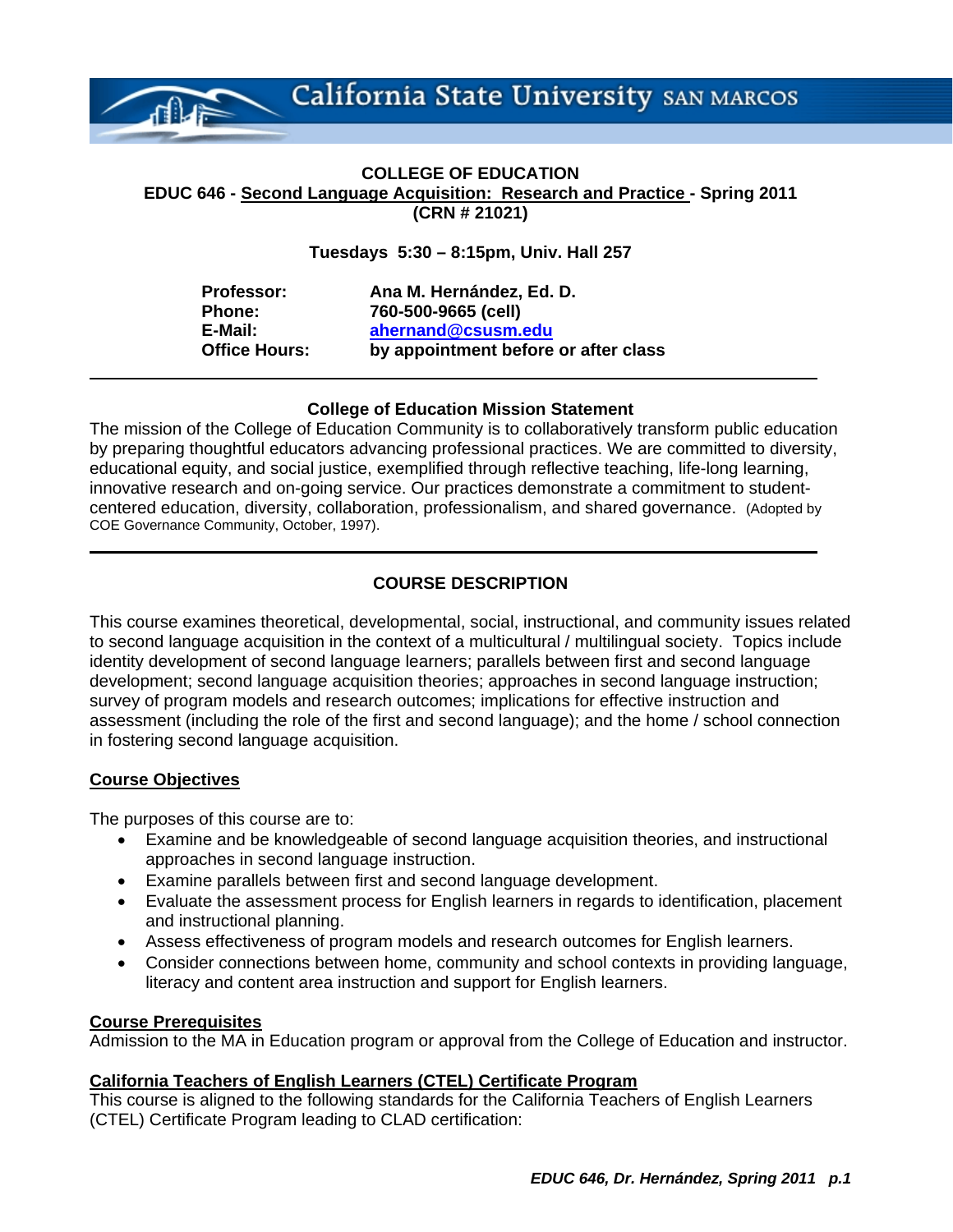California State University SAN MARCOS

**COLLEGE OF EDUCATION**

**EDUC 646 - Second Language Acquisition: Research and Practice - Spring 2011**
**(CRN # 21021)**

**Tuesdays 5:30 – 8:15pm, Univ. Hall 257**

**Professor:** Ana M. Hernández, Ed. D.
**Phone:** 760-500-9665 (cell)
**E-Mail:** ahernand@csusm.edu
**Office Hours:** by appointment before or after class

---

**College of Education Mission Statement**

The mission of the College of Education Community is to collaboratively transform public education by preparing thoughtful educators advancing professional practices. We are committed to diversity, educational equity, and social justice, exemplified through reflective teaching, life-long learning, innovative research and on-going service. Our practices demonstrate a commitment to student-centered education, diversity, collaboration, professionalism, and shared governance. (Adopted by COE Governance Community, October, 1997).

---

## COURSE DESCRIPTION

This course examines theoretical, developmental, social, instructional, and community issues related to second language acquisition in the context of a multicultural / multilingual society. Topics include identity development of second language learners; parallels between first and second language development; second language acquisition theories; approaches in second language instruction; survey of program models and research outcomes; implications for effective instruction and assessment (including the role of the first and second language); and the home / school connection in fostering second language acquisition.

### Course Objectives

The purposes of this course are to:

- Examine and be knowledgeable of second language acquisition theories, and instructional approaches in second language instruction.
- Examine parallels between first and second language development.
- Evaluate the assessment process for English learners in regards to identification, placement and instructional planning.
- Assess effectiveness of program models and research outcomes for English learners.
- Consider connections between home, community and school contexts in providing language, literacy and content area instruction and support for English learners.

### Course Prerequisites

Admission to the MA in Education program or approval from the College of Education and instructor.

### California Teachers of English Learners (CTEL) Certificate Program

This course is aligned to the following standards for the California Teachers of English Learners (CTEL) Certificate Program leading to CLAD certification: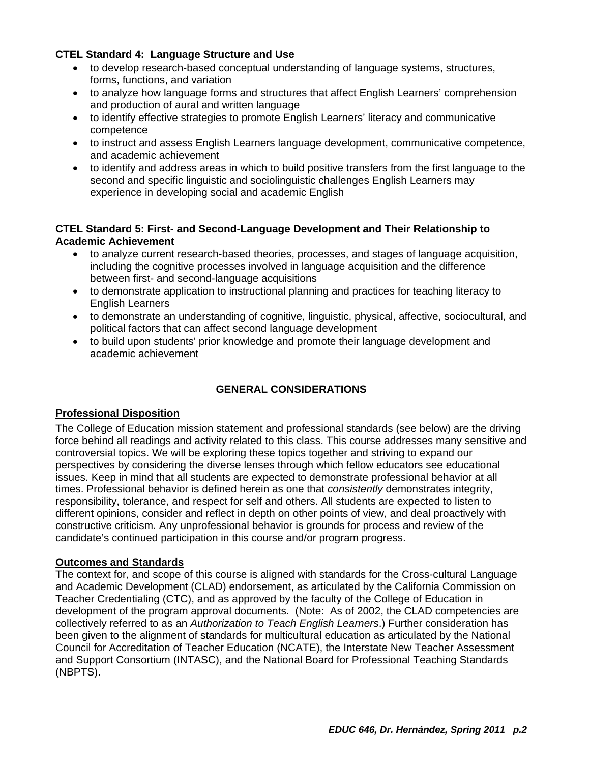**CTEL Standard 4: Language Structure and Use**

- to develop research-based conceptual understanding of language systems, structures, forms, functions, and variation
- to analyze how language forms and structures that affect English Learners' comprehension and production of aural and written language
- to identify effective strategies to promote English Learners' literacy and communicative competence
- to instruct and assess English Learners language development, communicative competence, and academic achievement
- to identify and address areas in which to build positive transfers from the first language to the second and specific linguistic and sociolinguistic challenges English Learners may experience in developing social and academic English

**CTEL Standard 5: First- and Second-Language Development and Their Relationship to Academic Achievement**

- to analyze current research-based theories, processes, and stages of language acquisition, including the cognitive processes involved in language acquisition and the difference between first- and second-language acquisitions
- to demonstrate application to instructional planning and practices for teaching literacy to English Learners
- to demonstrate an understanding of cognitive, linguistic, physical, affective, sociocultural, and political factors that can affect second language development
- to build upon students' prior knowledge and promote their language development and academic achievement

## GENERAL CONSIDERATIONS

### Professional Disposition

The College of Education mission statement and professional standards (see below) are the driving force behind all readings and activity related to this class. This course addresses many sensitive and controversial topics. We will be exploring these topics together and striving to expand our perspectives by considering the diverse lenses through which fellow educators see educational issues. Keep in mind that all students are expected to demonstrate professional behavior at all times. Professional behavior is defined herein as one that *consistently* demonstrates integrity, responsibility, tolerance, and respect for self and others. All students are expected to listen to different opinions, consider and reflect in depth on other points of view, and deal proactively with constructive criticism. Any unprofessional behavior is grounds for process and review of the candidate's continued participation in this course and/or program progress.

### Outcomes and Standards

The context for, and scope of this course is aligned with standards for the Cross-cultural Language and Academic Development (CLAD) endorsement, as articulated by the California Commission on Teacher Credentialing (CTC), and as approved by the faculty of the College of Education in development of the program approval documents. (Note: As of 2002, the CLAD competencies are collectively referred to as an *Authorization to Teach English Learners*.) Further consideration has been given to the alignment of standards for multicultural education as articulated by the National Council for Accreditation of Teacher Education (NCATE), the Interstate New Teacher Assessment and Support Consortium (INTASC), and the National Board for Professional Teaching Standards (NBPTS).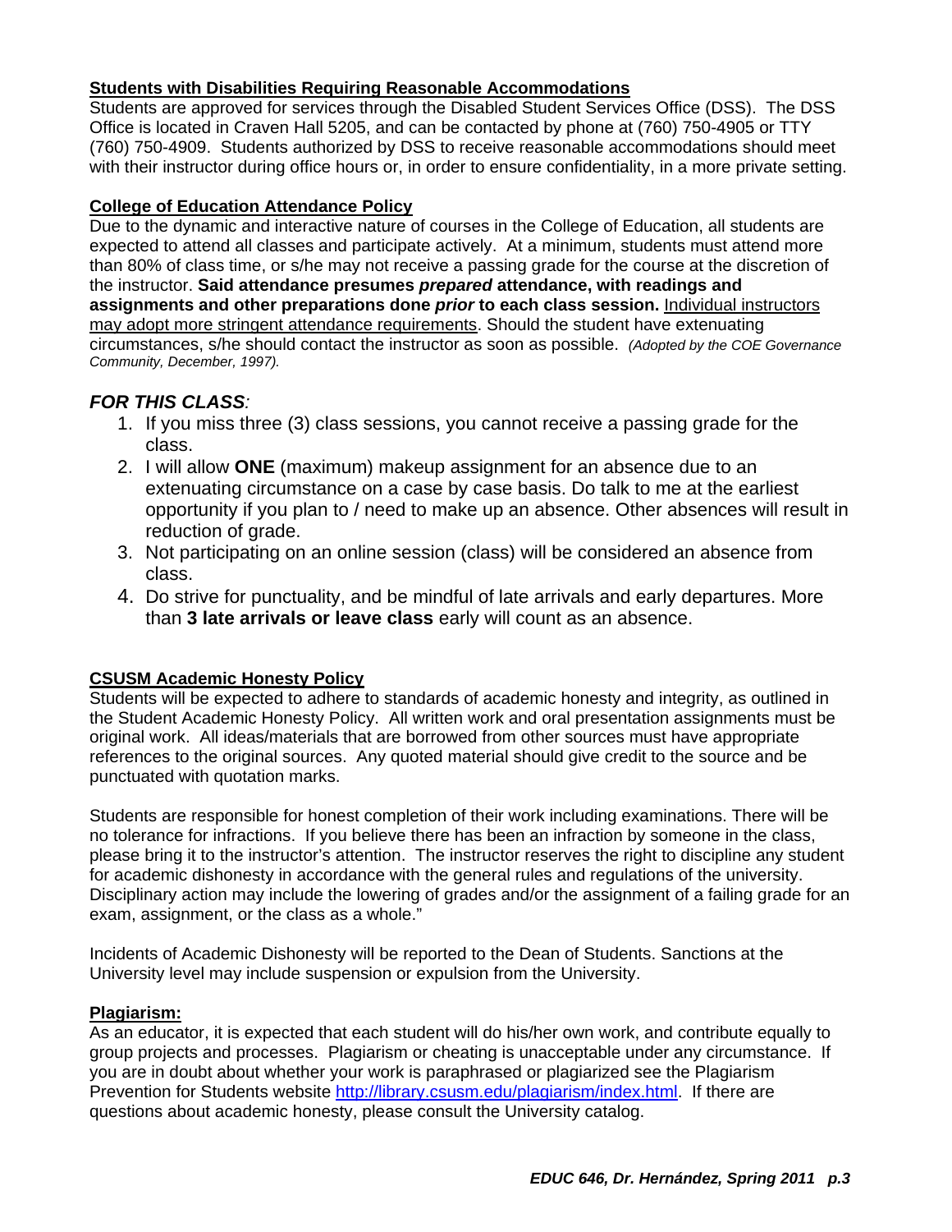### Students with Disabilities Requiring Reasonable Accommodations

Students are approved for services through the Disabled Student Services Office (DSS). The DSS Office is located in Craven Hall 5205, and can be contacted by phone at (760) 750-4905 or TTY (760) 750-4909. Students authorized by DSS to receive reasonable accommodations should meet with their instructor during office hours or, in order to ensure confidentiality, in a more private setting.

### College of Education Attendance Policy

Due to the dynamic and interactive nature of courses in the College of Education, all students are expected to attend all classes and participate actively. At a minimum, students must attend more than 80% of class time, or s/he may not receive a passing grade for the course at the discretion of the instructor. **Said attendance presumes *prepared* attendance, with readings and assignments and other preparations done *prior* to each class session.** Individual instructors may adopt more stringent attendance requirements. Should the student have extenuating circumstances, s/he should contact the instructor as soon as possible. *(Adopted by the COE Governance Community, December, 1997).*

## *FOR THIS CLASS:*

1. If you miss three (3) class sessions, you cannot receive a passing grade for the class.
2. I will allow **ONE** (maximum) makeup assignment for an absence due to an extenuating circumstance on a case by case basis. Do talk to me at the earliest opportunity if you plan to / need to make up an absence. Other absences will result in reduction of grade.
3. Not participating on an online session (class) will be considered an absence from class.
4. Do strive for punctuality, and be mindful of late arrivals and early departures. More than **3 late arrivals or leave class** early will count as an absence.

### CSUSM Academic Honesty Policy

Students will be expected to adhere to standards of academic honesty and integrity, as outlined in the Student Academic Honesty Policy. All written work and oral presentation assignments must be original work. All ideas/materials that are borrowed from other sources must have appropriate references to the original sources. Any quoted material should give credit to the source and be punctuated with quotation marks.

Students are responsible for honest completion of their work including examinations. There will be no tolerance for infractions. If you believe there has been an infraction by someone in the class, please bring it to the instructor's attention. The instructor reserves the right to discipline any student for academic dishonesty in accordance with the general rules and regulations of the university. Disciplinary action may include the lowering of grades and/or the assignment of a failing grade for an exam, assignment, or the class as a whole."

Incidents of Academic Dishonesty will be reported to the Dean of Students. Sanctions at the University level may include suspension or expulsion from the University.

### Plagiarism:

As an educator, it is expected that each student will do his/her own work, and contribute equally to group projects and processes. Plagiarism or cheating is unacceptable under any circumstance. If you are in doubt about whether your work is paraphrased or plagiarized see the Plagiarism Prevention for Students website http://library.csusm.edu/plagiarism/index.html. If there are questions about academic honesty, please consult the University catalog.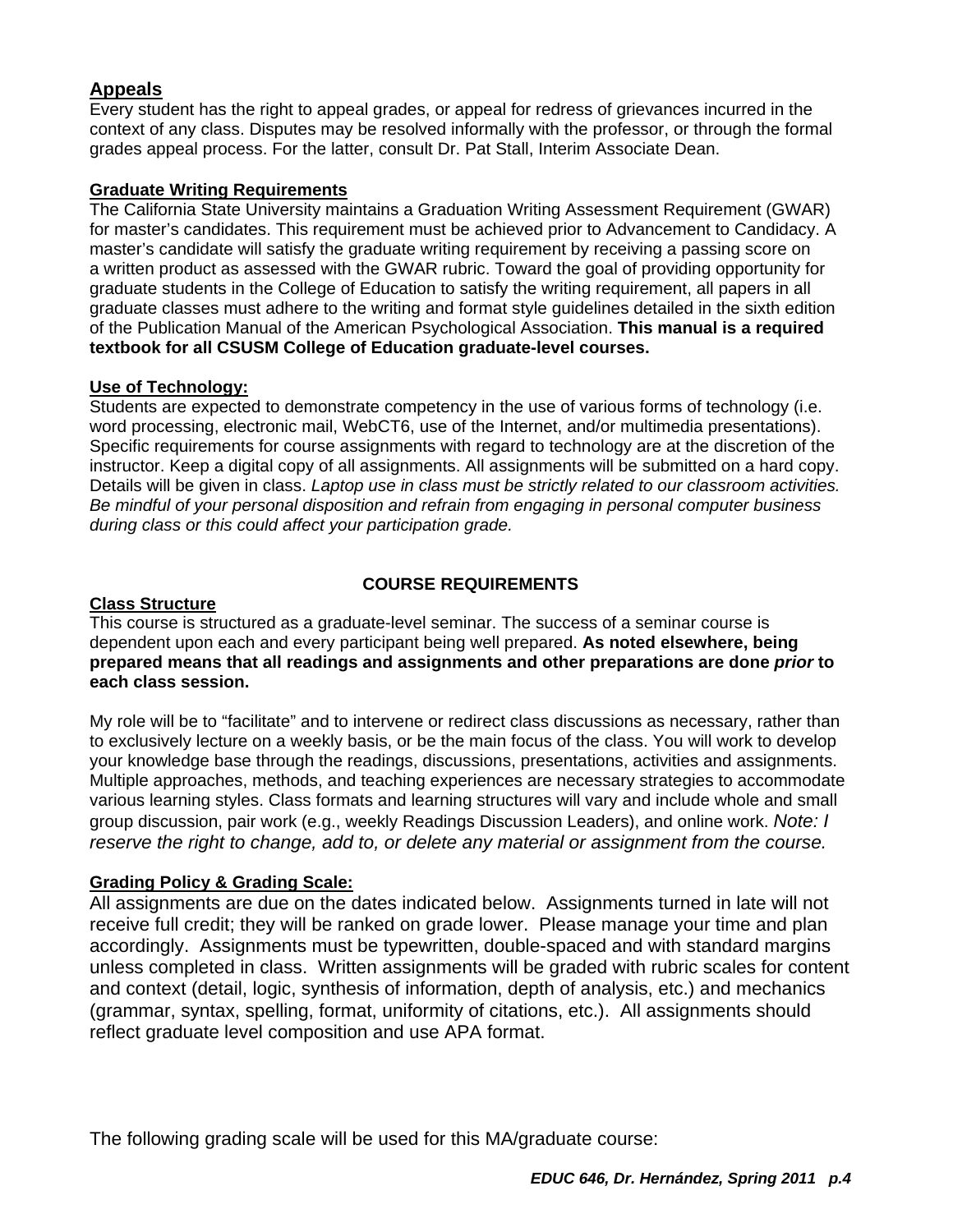## Appeals

Every student has the right to appeal grades, or appeal for redress of grievances incurred in the context of any class. Disputes may be resolved informally with the professor, or through the formal grades appeal process. For the latter, consult Dr. Pat Stall, Interim Associate Dean.

### Graduate Writing Requirements

The California State University maintains a Graduation Writing Assessment Requirement (GWAR) for master's candidates. This requirement must be achieved prior to Advancement to Candidacy. A master's candidate will satisfy the graduate writing requirement by receiving a passing score on a written product as assessed with the GWAR rubric. Toward the goal of providing opportunity for graduate students in the College of Education to satisfy the writing requirement, all papers in all graduate classes must adhere to the writing and format style guidelines detailed in the sixth edition of the Publication Manual of the American Psychological Association. **This manual is a required textbook for all CSUSM College of Education graduate-level courses.**

### Use of Technology:

Students are expected to demonstrate competency in the use of various forms of technology (i.e. word processing, electronic mail, WebCT6, use of the Internet, and/or multimedia presentations). Specific requirements for course assignments with regard to technology are at the discretion of the instructor. Keep a digital copy of all assignments. All assignments will be submitted on a hard copy. Details will be given in class. *Laptop use in class must be strictly related to our classroom activities. Be mindful of your personal disposition and refrain from engaging in personal computer business during class or this could affect your participation grade.*

## COURSE REQUIREMENTS

### Class Structure

This course is structured as a graduate-level seminar. The success of a seminar course is dependent upon each and every participant being well prepared. **As noted elsewhere, being prepared means that all readings and assignments and other preparations are done *prior* to each class session.**

My role will be to "facilitate" and to intervene or redirect class discussions as necessary, rather than to exclusively lecture on a weekly basis, or be the main focus of the class. You will work to develop your knowledge base through the readings, discussions, presentations, activities and assignments. Multiple approaches, methods, and teaching experiences are necessary strategies to accommodate various learning styles. Class formats and learning structures will vary and include whole and small group discussion, pair work (e.g., weekly Readings Discussion Leaders), and online work. *Note: I reserve the right to change, add to, or delete any material or assignment from the course.*

### Grading Policy & Grading Scale:

All assignments are due on the dates indicated below. Assignments turned in late will not receive full credit; they will be ranked on grade lower. Please manage your time and plan accordingly. Assignments must be typewritten, double-spaced and with standard margins unless completed in class. Written assignments will be graded with rubric scales for content and context (detail, logic, synthesis of information, depth of analysis, etc.) and mechanics (grammar, syntax, spelling, format, uniformity of citations, etc.). All assignments should reflect graduate level composition and use APA format.

The following grading scale will be used for this MA/graduate course: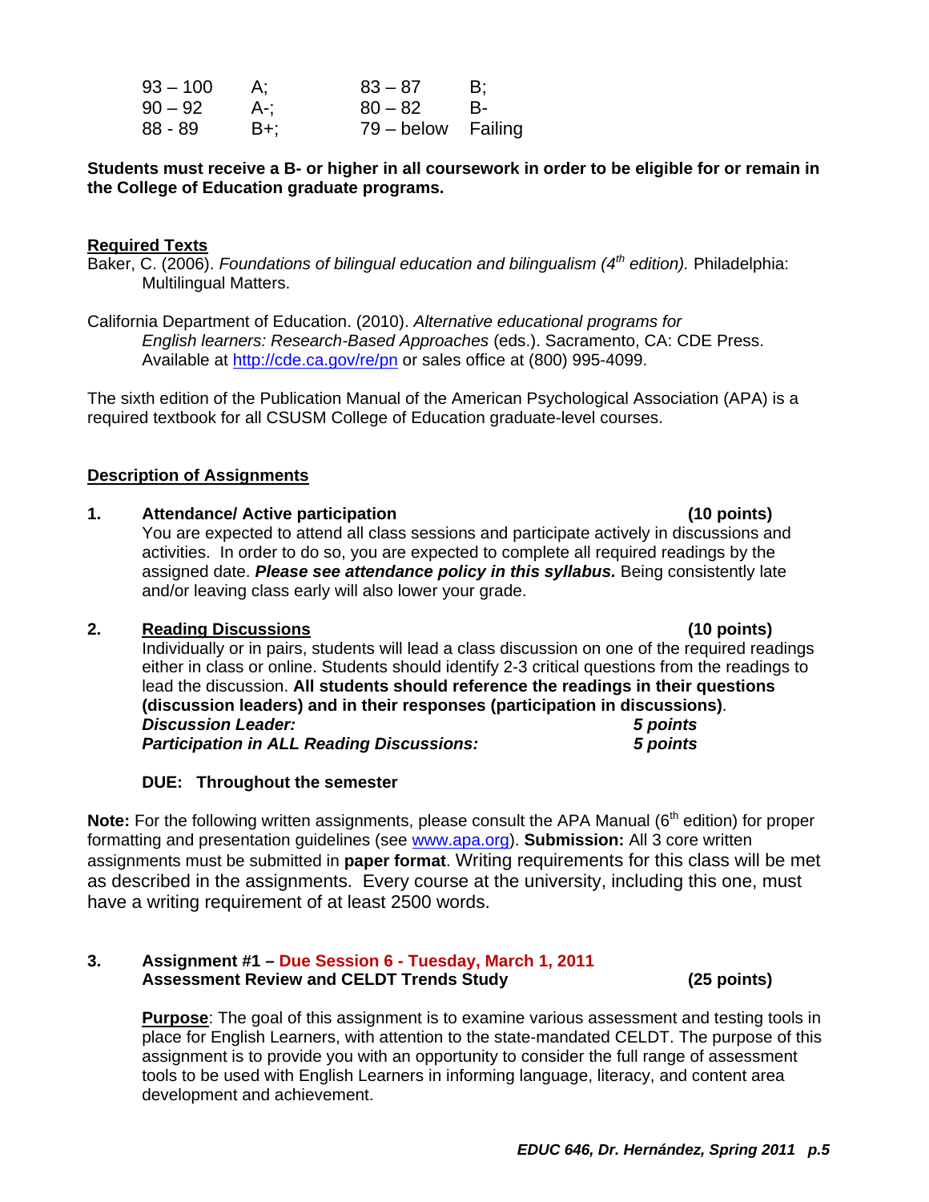| | | | |
|---|---|---|---|
| 93 – 100 | A; | 83 – 87 | B; |
| 90 – 92 | A-; | 80 – 82 | B- |
| 88 - 89 | B+; | 79 – below | Failing |

**Students must receive a B- or higher in all coursework in order to be eligible for or remain in the College of Education graduate programs.**

## Required Texts

Baker, C. (2006). *Foundations of bilingual education and bilingualism (4th edition).* Philadelphia: Multilingual Matters.

California Department of Education. (2010). *Alternative educational programs for English learners: Research-Based Approaches* (eds.). Sacramento, CA: CDE Press. Available at http://cde.ca.gov/re/pn or sales office at (800) 995-4099.

The sixth edition of the Publication Manual of the American Psychological Association (APA) is a required textbook for all CSUSM College of Education graduate-level courses.

## Description of Assignments

**1. Attendance/ Active participation (10 points)**

You are expected to attend all class sessions and participate actively in discussions and activities. In order to do so, you are expected to complete all required readings by the assigned date. ***Please see attendance policy in this syllabus.*** Being consistently late and/or leaving class early will also lower your grade.

**2. Reading Discussions (10 points)**

Individually or in pairs, students will lead a class discussion on one of the required readings either in class or online. Students should identify 2-3 critical questions from the readings to lead the discussion. **All students should reference the readings in their questions (discussion leaders) and in their responses (participation in discussions)**.

***Discussion Leader:*** ***5 points***
***Participation in ALL Reading Discussions:*** ***5 points***

**DUE: Throughout the semester**

**Note:** For the following written assignments, please consult the APA Manual (6th edition) for proper formatting and presentation guidelines (see www.apa.org). **Submission:** All 3 core written assignments must be submitted in **paper format**. Writing requirements for this class will be met as described in the assignments. Every course at the university, including this one, must have a writing requirement of at least 2500 words.

**3. Assignment #1 – Due Session 6 - Tuesday, March 1, 2011**
**Assessment Review and CELDT Trends Study (25 points)**

**Purpose**: The goal of this assignment is to examine various assessment and testing tools in place for English Learners, with attention to the state-mandated CELDT. The purpose of this assignment is to provide you with an opportunity to consider the full range of assessment tools to be used with English Learners in informing language, literacy, and content area development and achievement.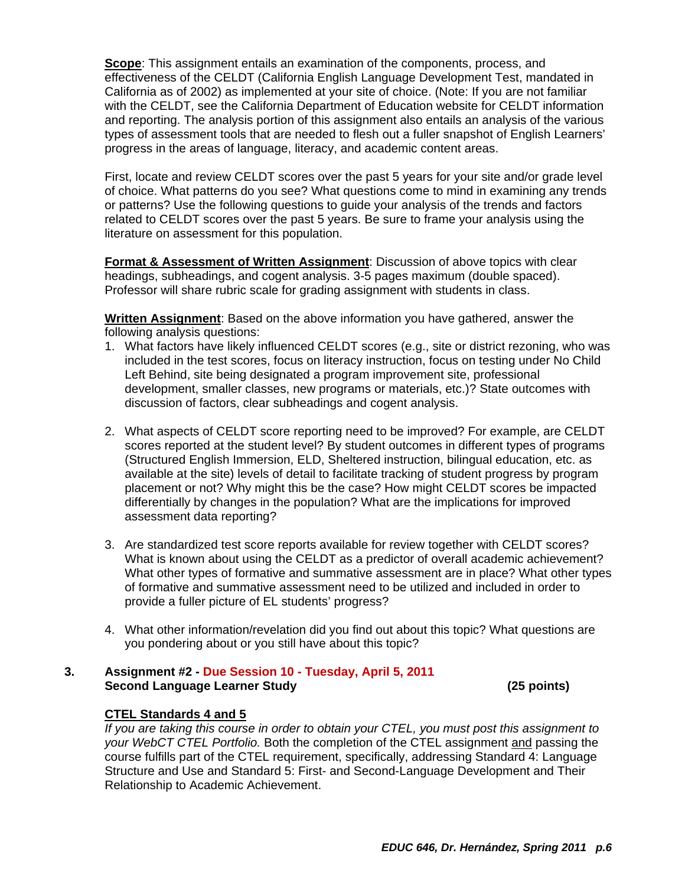**Scope**: This assignment entails an examination of the components, process, and effectiveness of the CELDT (California English Language Development Test, mandated in California as of 2002) as implemented at your site of choice. (Note: If you are not familiar with the CELDT, see the California Department of Education website for CELDT information and reporting. The analysis portion of this assignment also entails an analysis of the various types of assessment tools that are needed to flesh out a fuller snapshot of English Learners' progress in the areas of language, literacy, and academic content areas.

First, locate and review CELDT scores over the past 5 years for your site and/or grade level of choice. What patterns do you see? What questions come to mind in examining any trends or patterns? Use the following questions to guide your analysis of the trends and factors related to CELDT scores over the past 5 years. Be sure to frame your analysis using the literature on assessment for this population.

**Format & Assessment of Written Assignment**: Discussion of above topics with clear headings, subheadings, and cogent analysis. 3-5 pages maximum (double spaced). Professor will share rubric scale for grading assignment with students in class.

**Written Assignment**: Based on the above information you have gathered, answer the following analysis questions:

1. What factors have likely influenced CELDT scores (e.g., site or district rezoning, who was included in the test scores, focus on literacy instruction, focus on testing under No Child Left Behind, site being designated a program improvement site, professional development, smaller classes, new programs or materials, etc.)? State outcomes with discussion of factors, clear subheadings and cogent analysis.

2. What aspects of CELDT score reporting need to be improved? For example, are CELDT scores reported at the student level? By student outcomes in different types of programs (Structured English Immersion, ELD, Sheltered instruction, bilingual education, etc. as available at the site) levels of detail to facilitate tracking of student progress by program placement or not? Why might this be the case? How might CELDT scores be impacted differentially by changes in the population? What are the implications for improved assessment data reporting?

3. Are standardized test score reports available for review together with CELDT scores? What is known about using the CELDT as a predictor of overall academic achievement? What other types of formative and summative assessment are in place? What other types of formative and summative assessment need to be utilized and included in order to provide a fuller picture of EL students' progress?

4. What other information/revelation did you find out about this topic? What questions are you pondering about or you still have about this topic?

### 3. Assignment #2 - Due Session 10 - Tuesday, April 5, 2011
### Second Language Learner Study (25 points)

**CTEL Standards 4 and 5**

*If you are taking this course in order to obtain your CTEL, you must post this assignment to your WebCT CTEL Portfolio.* Both the completion of the CTEL assignment and passing the course fulfills part of the CTEL requirement, specifically, addressing Standard 4: Language Structure and Use and Standard 5: First- and Second-Language Development and Their Relationship to Academic Achievement.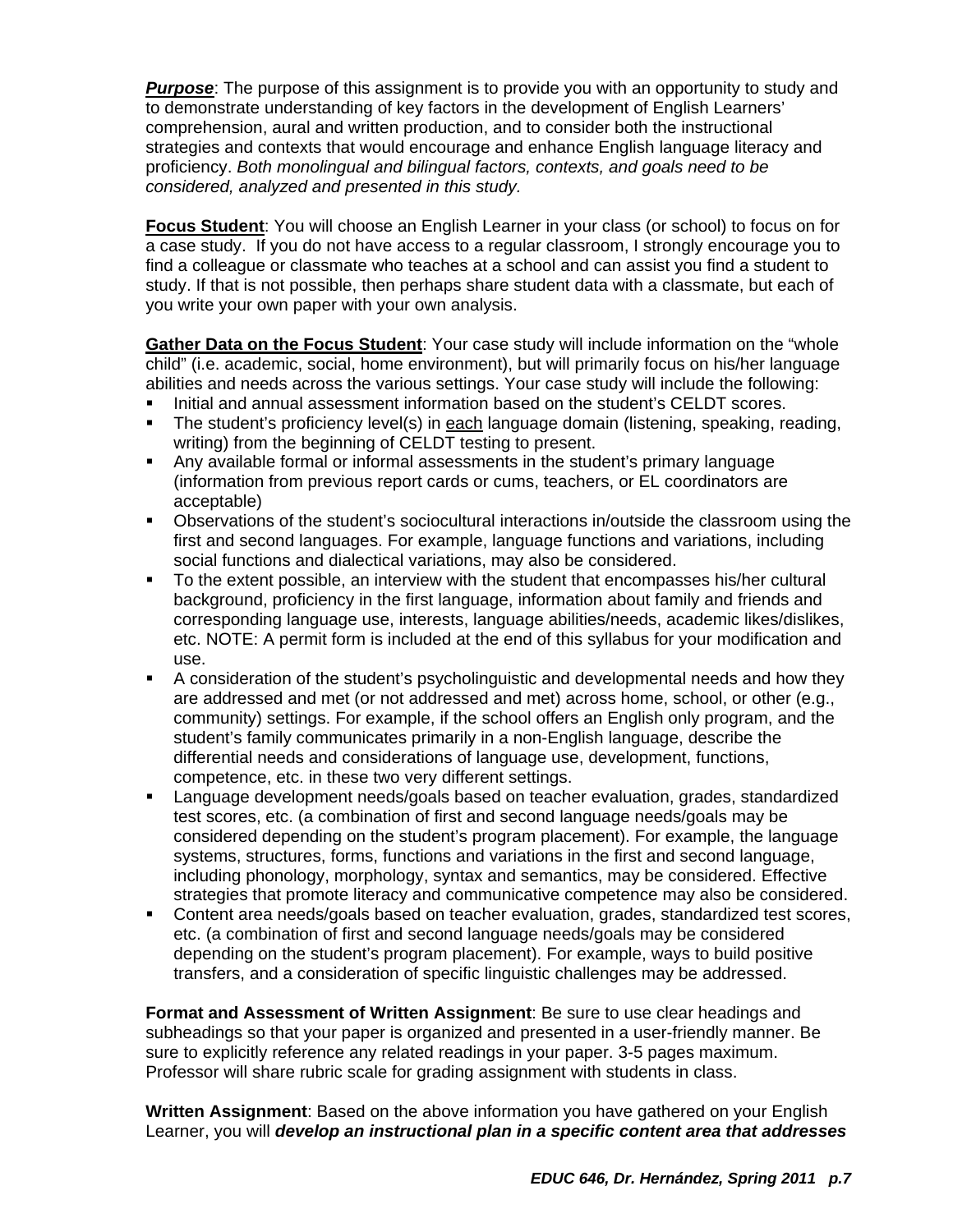***Purpose***: The purpose of this assignment is to provide you with an opportunity to study and to demonstrate understanding of key factors in the development of English Learners' comprehension, aural and written production, and to consider both the instructional strategies and contexts that would encourage and enhance English language literacy and proficiency. *Both monolingual and bilingual factors, contexts, and goals need to be considered, analyzed and presented in this study.*

**Focus Student**: You will choose an English Learner in your class (or school) to focus on for a case study. If you do not have access to a regular classroom, I strongly encourage you to find a colleague or classmate who teaches at a school and can assist you find a student to study. If that is not possible, then perhaps share student data with a classmate, but each of you write your own paper with your own analysis.

**Gather Data on the Focus Student**: Your case study will include information on the "whole child" (i.e. academic, social, home environment), but will primarily focus on his/her language abilities and needs across the various settings. Your case study will include the following:

- Initial and annual assessment information based on the student's CELDT scores.
- The student's proficiency level(s) in each language domain (listening, speaking, reading, writing) from the beginning of CELDT testing to present.
- Any available formal or informal assessments in the student's primary language (information from previous report cards or cums, teachers, or EL coordinators are acceptable)
- Observations of the student's sociocultural interactions in/outside the classroom using the first and second languages. For example, language functions and variations, including social functions and dialectical variations, may also be considered.
- To the extent possible, an interview with the student that encompasses his/her cultural background, proficiency in the first language, information about family and friends and corresponding language use, interests, language abilities/needs, academic likes/dislikes, etc. NOTE: A permit form is included at the end of this syllabus for your modification and use.
- A consideration of the student's psycholinguistic and developmental needs and how they are addressed and met (or not addressed and met) across home, school, or other (e.g., community) settings. For example, if the school offers an English only program, and the student's family communicates primarily in a non-English language, describe the differential needs and considerations of language use, development, functions, competence, etc. in these two very different settings.
- Language development needs/goals based on teacher evaluation, grades, standardized test scores, etc. (a combination of first and second language needs/goals may be considered depending on the student's program placement). For example, the language systems, structures, forms, functions and variations in the first and second language, including phonology, morphology, syntax and semantics, may be considered. Effective strategies that promote literacy and communicative competence may also be considered.
- Content area needs/goals based on teacher evaluation, grades, standardized test scores, etc. (a combination of first and second language needs/goals may be considered depending on the student's program placement). For example, ways to build positive transfers, and a consideration of specific linguistic challenges may be addressed.

**Format and Assessment of Written Assignment**: Be sure to use clear headings and subheadings so that your paper is organized and presented in a user-friendly manner. Be sure to explicitly reference any related readings in your paper. 3-5 pages maximum. Professor will share rubric scale for grading assignment with students in class.

**Written Assignment**: Based on the above information you have gathered on your English Learner, you will ***develop an instructional plan in a specific content area that addresses***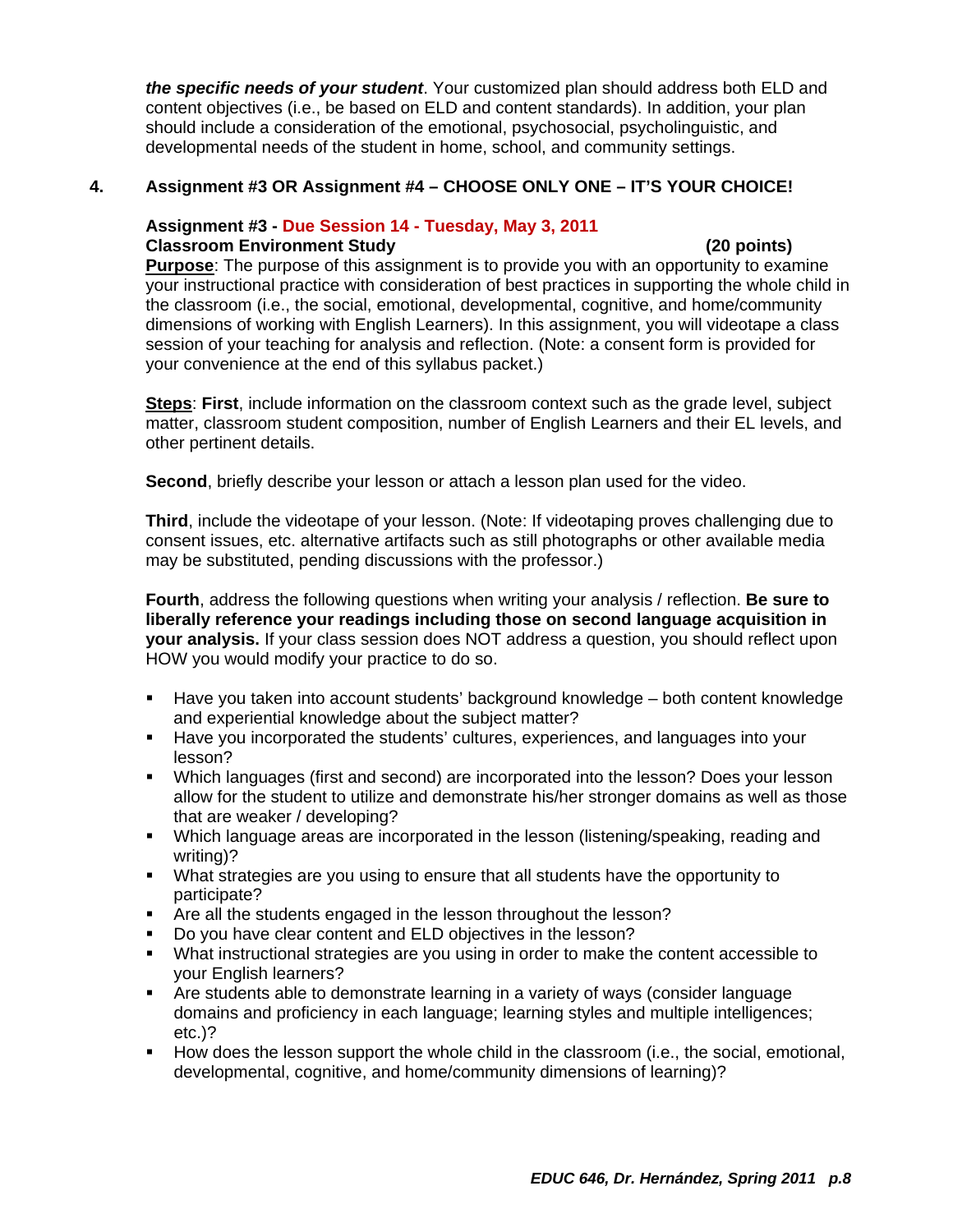***the specific needs of your student***. Your customized plan should address both ELD and content objectives (i.e., be based on ELD and content standards). In addition, your plan should include a consideration of the emotional, psychosocial, psycholinguistic, and developmental needs of the student in home, school, and community settings.

**4. Assignment #3 OR Assignment #4 – CHOOSE ONLY ONE – IT'S YOUR CHOICE!**

**Assignment #3 - Due Session 14 - Tuesday, May 3, 2011**
**Classroom Environment Study (20 points)**

**Purpose**: The purpose of this assignment is to provide you with an opportunity to examine your instructional practice with consideration of best practices in supporting the whole child in the classroom (i.e., the social, emotional, developmental, cognitive, and home/community dimensions of working with English Learners). In this assignment, you will videotape a class session of your teaching for analysis and reflection. (Note: a consent form is provided for your convenience at the end of this syllabus packet.)

**Steps**: **First**, include information on the classroom context such as the grade level, subject matter, classroom student composition, number of English Learners and their EL levels, and other pertinent details.

**Second**, briefly describe your lesson or attach a lesson plan used for the video.

**Third**, include the videotape of your lesson. (Note: If videotaping proves challenging due to consent issues, etc. alternative artifacts such as still photographs or other available media may be substituted, pending discussions with the professor.)

**Fourth**, address the following questions when writing your analysis / reflection. **Be sure to liberally reference your readings including those on second language acquisition in your analysis.** If your class session does NOT address a question, you should reflect upon HOW you would modify your practice to do so.

- Have you taken into account students' background knowledge – both content knowledge and experiential knowledge about the subject matter?
- Have you incorporated the students' cultures, experiences, and languages into your lesson?
- Which languages (first and second) are incorporated into the lesson? Does your lesson allow for the student to utilize and demonstrate his/her stronger domains as well as those that are weaker / developing?
- Which language areas are incorporated in the lesson (listening/speaking, reading and writing)?
- What strategies are you using to ensure that all students have the opportunity to participate?
- Are all the students engaged in the lesson throughout the lesson?
- Do you have clear content and ELD objectives in the lesson?
- What instructional strategies are you using in order to make the content accessible to your English learners?
- Are students able to demonstrate learning in a variety of ways (consider language domains and proficiency in each language; learning styles and multiple intelligences; etc.)?
- How does the lesson support the whole child in the classroom (i.e., the social, emotional, developmental, cognitive, and home/community dimensions of learning)?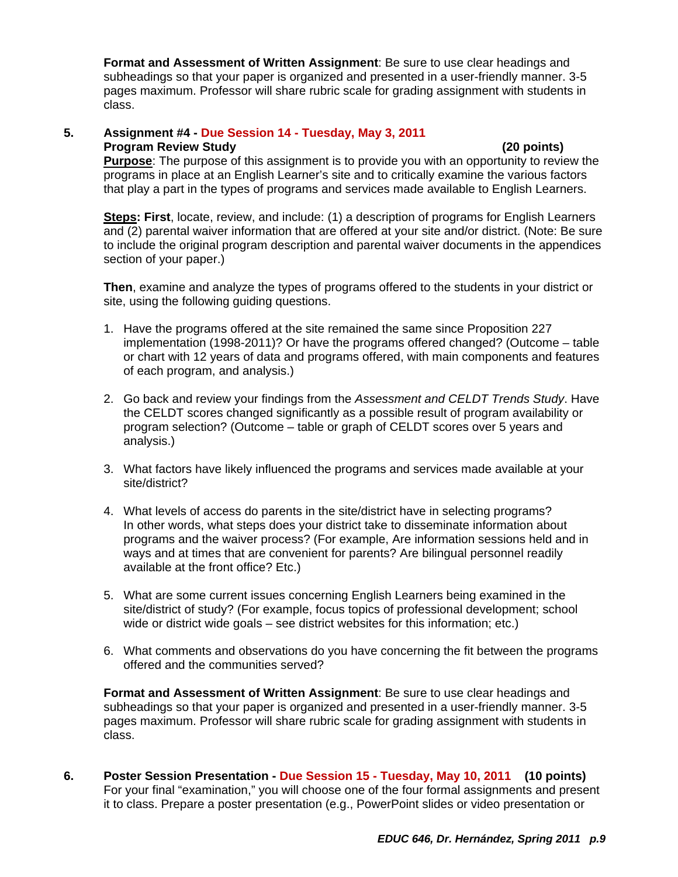**Format and Assessment of Written Assignment**: Be sure to use clear headings and subheadings so that your paper is organized and presented in a user-friendly manner. 3-5 pages maximum. Professor will share rubric scale for grading assignment with students in class.

5. **Assignment #4 - Due Session 14 - Tuesday, May 3, 2011**
   **Program Review Study** **(20 points)**
   **Purpose**: The purpose of this assignment is to provide you with an opportunity to review the programs in place at an English Learner's site and to critically examine the various factors that play a part in the types of programs and services made available to English Learners.

   **Steps: First**, locate, review, and include: (1) a description of programs for English Learners and (2) parental waiver information that are offered at your site and/or district. (Note: Be sure to include the original program description and parental waiver documents in the appendices section of your paper.)

   **Then**, examine and analyze the types of programs offered to the students in your district or site, using the following guiding questions.

   1. Have the programs offered at the site remained the same since Proposition 227 implementation (1998-2011)? Or have the programs offered changed? (Outcome – table or chart with 12 years of data and programs offered, with main components and features of each program, and analysis.)

   2. Go back and review your findings from the *Assessment and CELDT Trends Study*. Have the CELDT scores changed significantly as a possible result of program availability or program selection? (Outcome – table or graph of CELDT scores over 5 years and analysis.)

   3. What factors have likely influenced the programs and services made available at your site/district?

   4. What levels of access do parents in the site/district have in selecting programs? In other words, what steps does your district take to disseminate information about programs and the waiver process? (For example, Are information sessions held and in ways and at times that are convenient for parents? Are bilingual personnel readily available at the front office? Etc.)

   5. What are some current issues concerning English Learners being examined in the site/district of study? (For example, focus topics of professional development; school wide or district wide goals – see district websites for this information; etc.)

   6. What comments and observations do you have concerning the fit between the programs offered and the communities served?

   **Format and Assessment of Written Assignment**: Be sure to use clear headings and subheadings so that your paper is organized and presented in a user-friendly manner. 3-5 pages maximum. Professor will share rubric scale for grading assignment with students in class.

6. **Poster Session Presentation - Due Session 15 - Tuesday, May 10, 2011** **(10 points)**
   For your final "examination," you will choose one of the four formal assignments and present it to class. Prepare a poster presentation (e.g., PowerPoint slides or video presentation or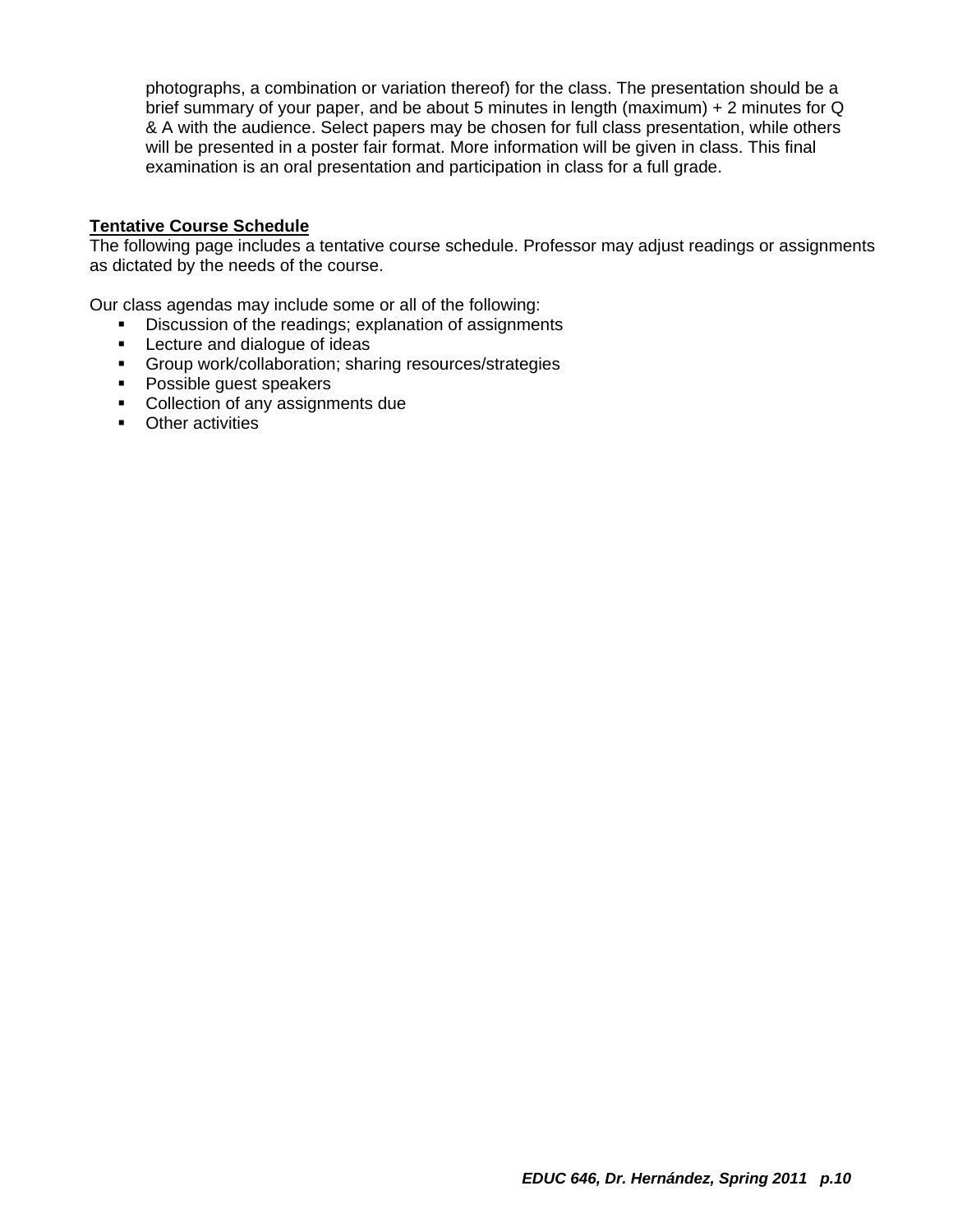photographs, a combination or variation thereof) for the class. The presentation should be a brief summary of your paper, and be about 5 minutes in length (maximum) + 2 minutes for Q & A with the audience. Select papers may be chosen for full class presentation, while others will be presented in a poster fair format. More information will be given in class. This final examination is an oral presentation and participation in class for a full grade.

**Tentative Course Schedule**

The following page includes a tentative course schedule. Professor may adjust readings or assignments as dictated by the needs of the course.

Our class agendas may include some or all of the following:

- Discussion of the readings; explanation of assignments
- Lecture and dialogue of ideas
- Group work/collaboration; sharing resources/strategies
- Possible guest speakers
- Collection of any assignments due
- Other activities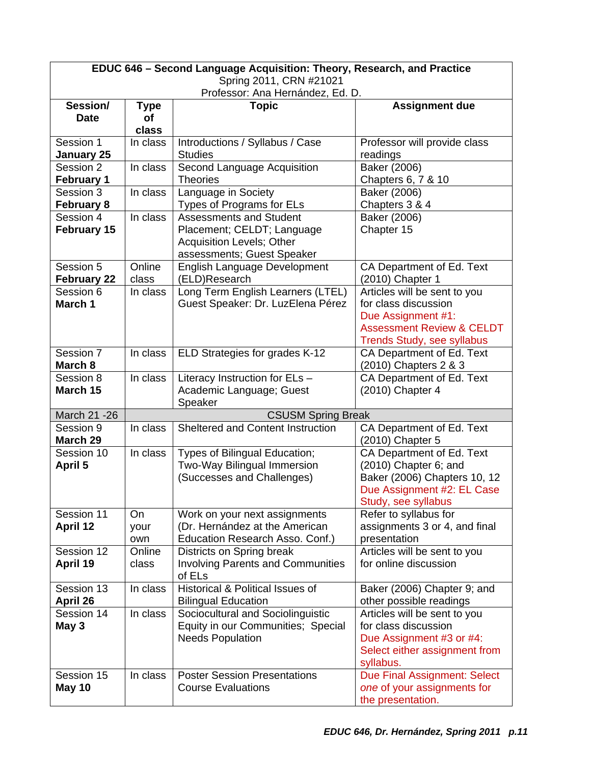| **EDUC 646 – Second Language Acquisition: Theory, Research, and Practice**<br>Spring 2011, CRN #21021<br>Professor: Ana Hernández, Ed. D. | | | |
|---|---|---|---|
| **Session/ Date** | **Type of class** | **Topic** | **Assignment due** |
| Session 1 **January 25** | In class | Introductions / Syllabus / Case Studies | Professor will provide class readings |
| Session 2 **February 1** | In class | Second Language Acquisition Theories | Baker (2006) Chapters 6, 7 & 10 |
| Session 3 **February 8** | In class | Language in Society<br>Types of Programs for ELs | Baker (2006) Chapters 3 & 4 |
| Session 4 **February 15** | In class | Assessments and Student Placement; CELDT; Language Acquisition Levels; Other assessments; Guest Speaker | Baker (2006) Chapter 15 |
| Session 5 **February 22** | Online class | English Language Development (ELD)Research | CA Department of Ed. Text (2010) Chapter 1 |
| Session 6 **March 1** | In class | Long Term English Learners (LTEL)<br>Guest Speaker: Dr. LuzElena Pérez | Articles will be sent to you for class discussion<br>Due Assignment #1: Assessment Review & CELDT Trends Study, see syllabus |
| Session 7 **March 8** | In class | ELD Strategies for grades K-12 | CA Department of Ed. Text (2010) Chapters 2 & 3 |
| Session 8 **March 15** | In class | Literacy Instruction for ELs – Academic Language; Guest Speaker | CA Department of Ed. Text (2010) Chapter 4 |
| March 21 -26 | CSUSM Spring Break | | |
| Session 9 **March 29** | In class | Sheltered and Content Instruction | CA Department of Ed. Text (2010) Chapter 5 |
| Session 10 **April 5** | In class | Types of Bilingual Education; Two-Way Bilingual Immersion (Successes and Challenges) | CA Department of Ed. Text (2010) Chapter 6; and Baker (2006) Chapters 10, 12<br>Due Assignment #2: EL Case Study, see syllabus |
| Session 11 **April 12** | On your own | Work on your next assignments (Dr. Hernández at the American Education Research Asso. Conf.) | Refer to syllabus for assignments 3 or 4, and final presentation |
| Session 12 **April 19** | Online class | Districts on Spring break<br>Involving Parents and Communities of ELs | Articles will be sent to you for online discussion |
| Session 13 **April 26** | In class | Historical & Political Issues of Bilingual Education | Baker (2006) Chapter 9; and other possible readings |
| Session 14 **May 3** | In class | Sociocultural and Sociolinguistic Equity in our Communities; Special Needs Population | Articles will be sent to you for class discussion<br>Due Assignment #3 or #4: Select either assignment from syllabus. |
| Session 15 **May 10** | In class | Poster Session Presentations<br>Course Evaluations | Due Final Assignment: Select *one* of your assignments for the presentation. |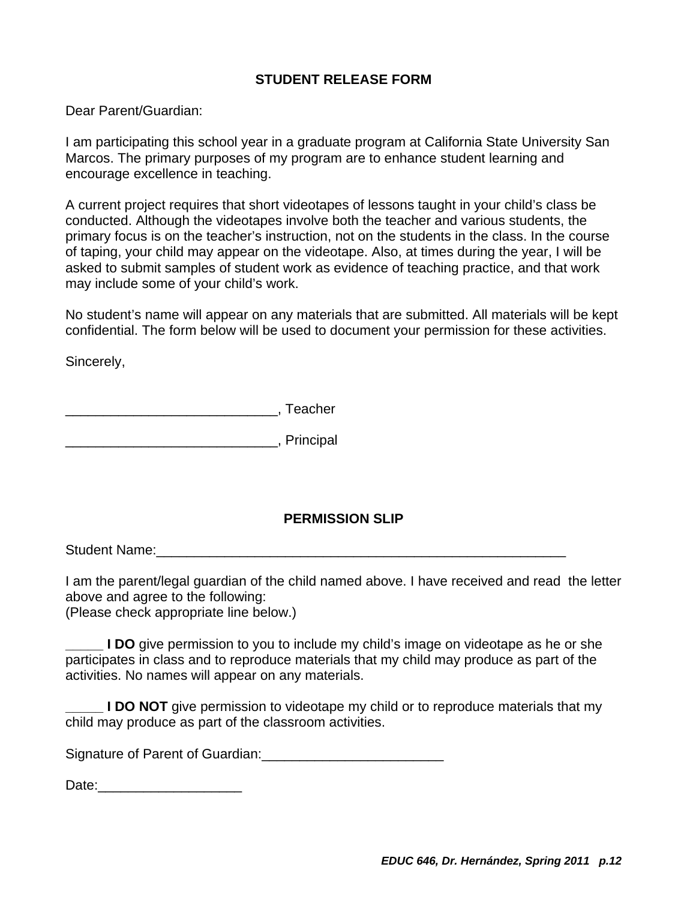## STUDENT RELEASE FORM

Dear Parent/Guardian:

I am participating this school year in a graduate program at California State University San Marcos. The primary purposes of my program are to enhance student learning and encourage excellence in teaching.

A current project requires that short videotapes of lessons taught in your child's class be conducted. Although the videotapes involve both the teacher and various students, the primary focus is on the teacher's instruction, not on the students in the class. In the course of taping, your child may appear on the videotape. Also, at times during the year, I will be asked to submit samples of student work as evidence of teaching practice, and that work may include some of your child's work.

No student's name will appear on any materials that are submitted. All materials will be kept confidential. The form below will be used to document your permission for these activities.

Sincerely,

____________________________, Teacher

____________________________, Principal

## PERMISSION SLIP

Student Name:_______________________________________________________

I am the parent/legal guardian of the child named above. I have received and read the letter above and agree to the following:
(Please check appropriate line below.)

_____ **I DO** give permission to you to include my child's image on videotape as he or she participates in class and to reproduce materials that my child may produce as part of the activities. No names will appear on any materials.

_____ **I DO NOT** give permission to videotape my child or to reproduce materials that my child may produce as part of the classroom activities.

Signature of Parent of Guardian:________________________

Date:___________________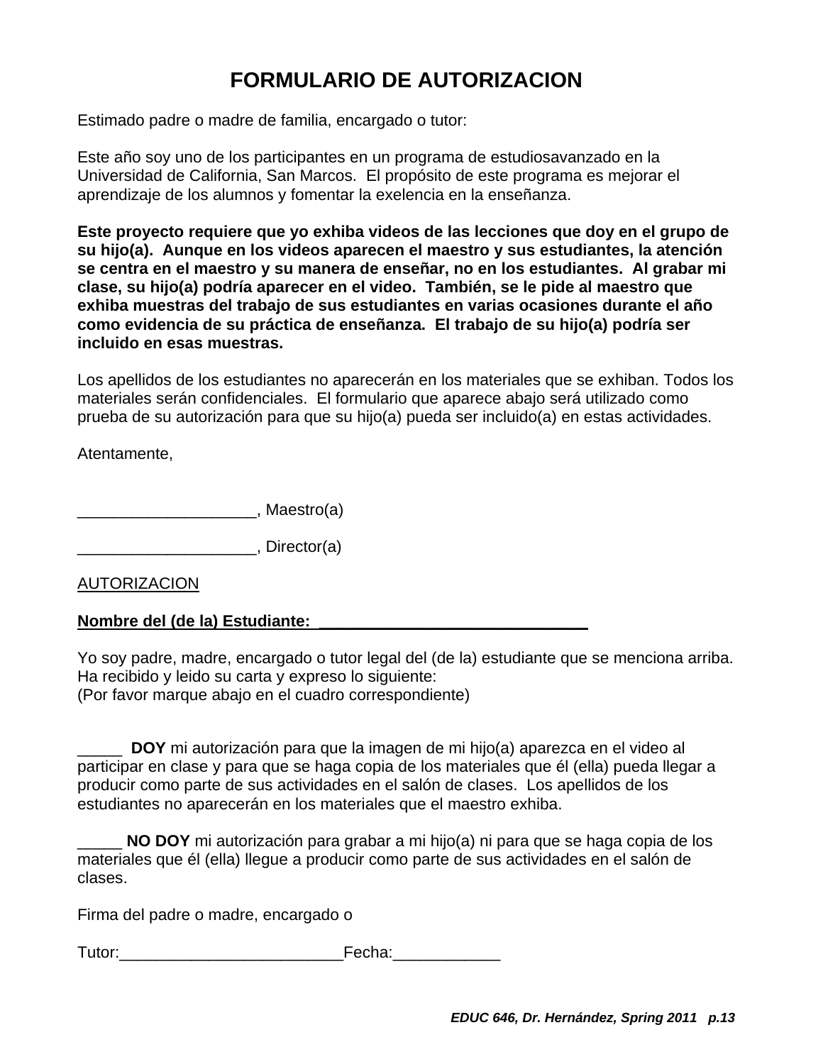# FORMULARIO DE AUTORIZACION

Estimado padre o madre de familia, encargado o tutor:

Este año soy uno de los participantes en un programa de estudiosavanzado en la Universidad de California, San Marcos. El propósito de este programa es mejorar el aprendizaje de los alumnos y fomentar la exelencia en la enseñanza.

**Este proyecto requiere que yo exhiba videos de las lecciones que doy en el grupo de su hijo(a). Aunque en los videos aparecen el maestro y sus estudiantes, la atención se centra en el maestro y su manera de enseñar, no en los estudiantes. Al grabar mi clase, su hijo(a) podría aparecer en el video. También, se le pide al maestro que exhiba muestras del trabajo de sus estudiantes en varias ocasiones durante el año como evidencia de su práctica de enseñanza. El trabajo de su hijo(a) podría ser incluido en esas muestras.**

Los apellidos de los estudiantes no aparecerán en los materiales que se exhiban. Todos los materiales serán confidenciales. El formulario que aparece abajo será utilizado como prueba de su autorización para que su hijo(a) pueda ser incluido(a) en estas actividades.

Atentamente,

____________________, Maestro(a)

____________________, Director(a)

AUTORIZACION

**Nombre del (de la) Estudiante: ______________________________**

Yo soy padre, madre, encargado o tutor legal del (de la) estudiante que se menciona arriba. Ha recibido y leido su carta y expreso lo siguiente:
(Por favor marque abajo en el cuadro correspondiente)

_____ **DOY** mi autorización para que la imagen de mi hijo(a) aparezca en el video al participar en clase y para que se haga copia de los materiales que él (ella) pueda llegar a producir como parte de sus actividades en el salón de clases. Los apellidos de los estudiantes no aparecerán en los materiales que el maestro exhiba.

_____ **NO DOY** mi autorización para grabar a mi hijo(a) ni para que se haga copia de los materiales que él (ella) llegue a producir como parte de sus actividades en el salón de clases.

Firma del padre o madre, encargado o

Tutor:_________________________Fecha:____________